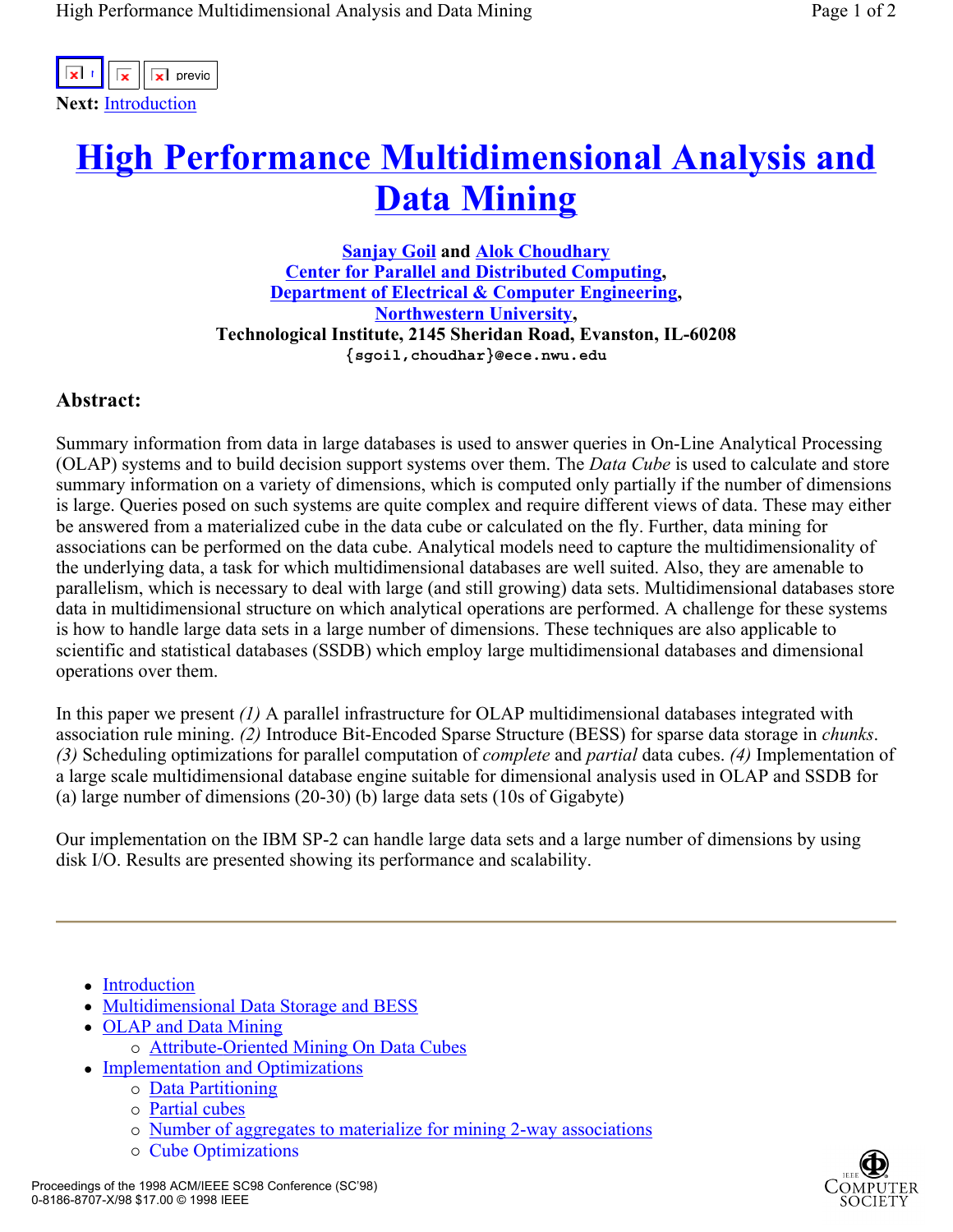**Next:** Introduction

# High Performance Multidimensional Analysis and Data Mining

**Sanjay Goil** and **Alok Choudhary**
**Center for Parallel and Distributed Computing**,
**Department of Electrical & Computer Engineering**,
**Northwestern University**,
**Technological Institute, 2145 Sheridan Road, Evanston, IL-60208**
{sgoil,choudhar}@ece.nwu.edu

## Abstract:

Summary information from data in large databases is used to answer queries in On-Line Analytical Processing (OLAP) systems and to build decision support systems over them. The *Data Cube* is used to calculate and store summary information on a variety of dimensions, which is computed only partially if the number of dimensions is large. Queries posed on such systems are quite complex and require different views of data. These may either be answered from a materialized cube in the data cube or calculated on the fly. Further, data mining for associations can be performed on the data cube. Analytical models need to capture the multidimensionality of the underlying data, a task for which multidimensional databases are well suited. Also, they are amenable to parallelism, which is necessary to deal with large (and still growing) data sets. Multidimensional databases store data in multidimensional structure on which analytical operations are performed. A challenge for these systems is how to handle large data sets in a large number of dimensions. These techniques are also applicable to scientific and statistical databases (SSDB) which employ large multidimensional databases and dimensional operations over them.

In this paper we present *(1)* A parallel infrastructure for OLAP multidimensional databases integrated with association rule mining. *(2)* Introduce Bit-Encoded Sparse Structure (BESS) for sparse data storage in *chunks*. *(3)* Scheduling optimizations for parallel computation of *complete* and *partial* data cubes. *(4)* Implementation of a large scale multidimensional database engine suitable for dimensional analysis used in OLAP and SSDB for (a) large number of dimensions (20-30) (b) large data sets (10s of Gigabyte)

Our implementation on the IBM SP-2 can handle large data sets and a large number of dimensions by using disk I/O. Results are presented showing its performance and scalability.

---

- Introduction
- Multidimensional Data Storage and BESS
- OLAP and Data Mining
  - Attribute-Oriented Mining On Data Cubes
- Implementation and Optimizations
  - Data Partitioning
  - Partial cubes
  - Number of aggregates to materialize for mining 2-way associations
  - Cube Optimizations

Proceedings of the 1998 ACM/IEEE SC98 Conference (SC'98)
0-8186-8707-X/98 $17.00 © 1998 IEEE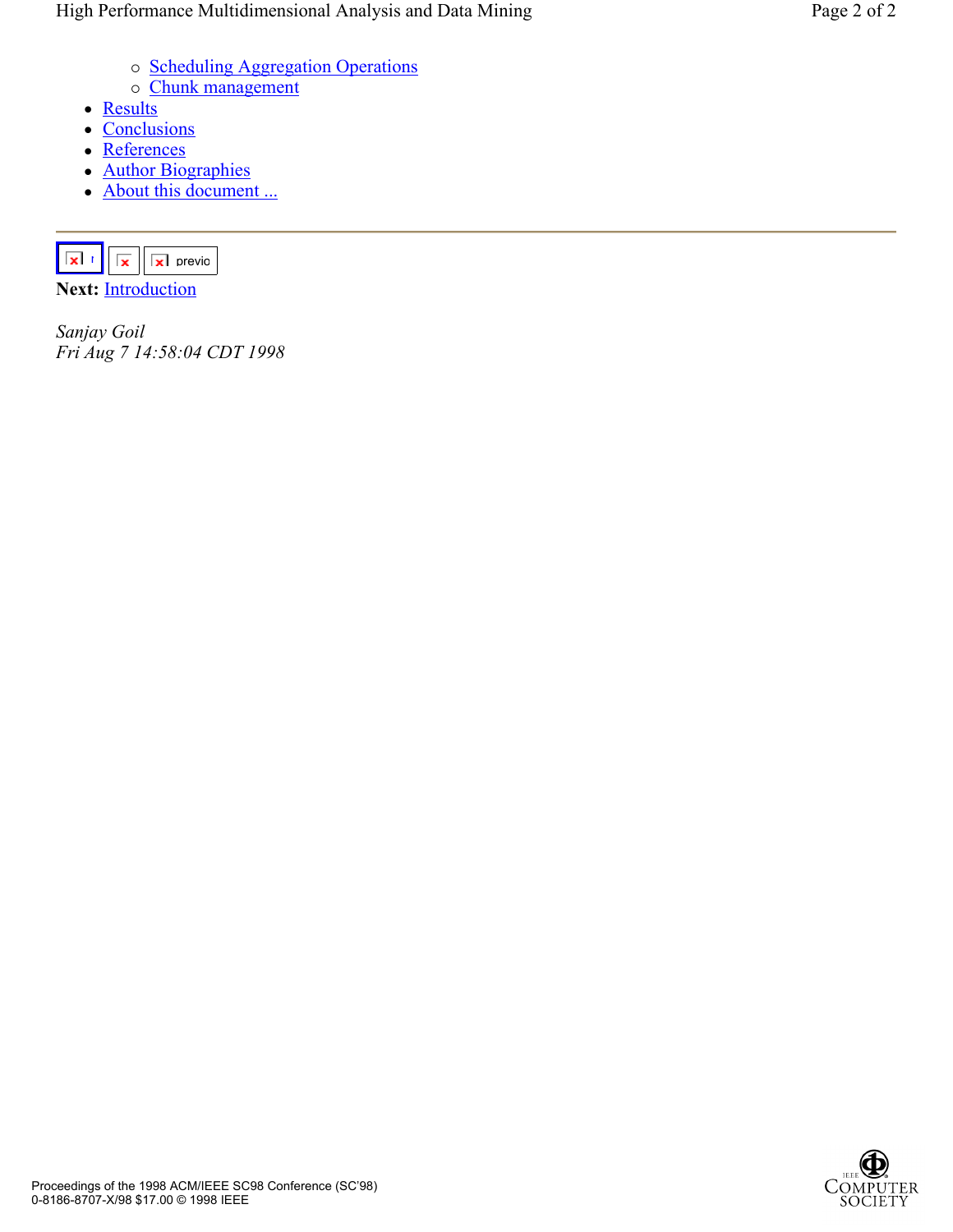- Scheduling Aggregation Operations
  - Chunk management
- Results
- Conclusions
- References
- Author Biographies
- About this document ...

---

**Next:** Introduction

*Sanjay Goil*
*Fri Aug 7 14:58:04 CDT 1998*

Proceedings of the 1998 ACM/IEEE SC98 Conference (SC'98)
0-8186-8707-X/98 $17.00 © 1998 IEEE